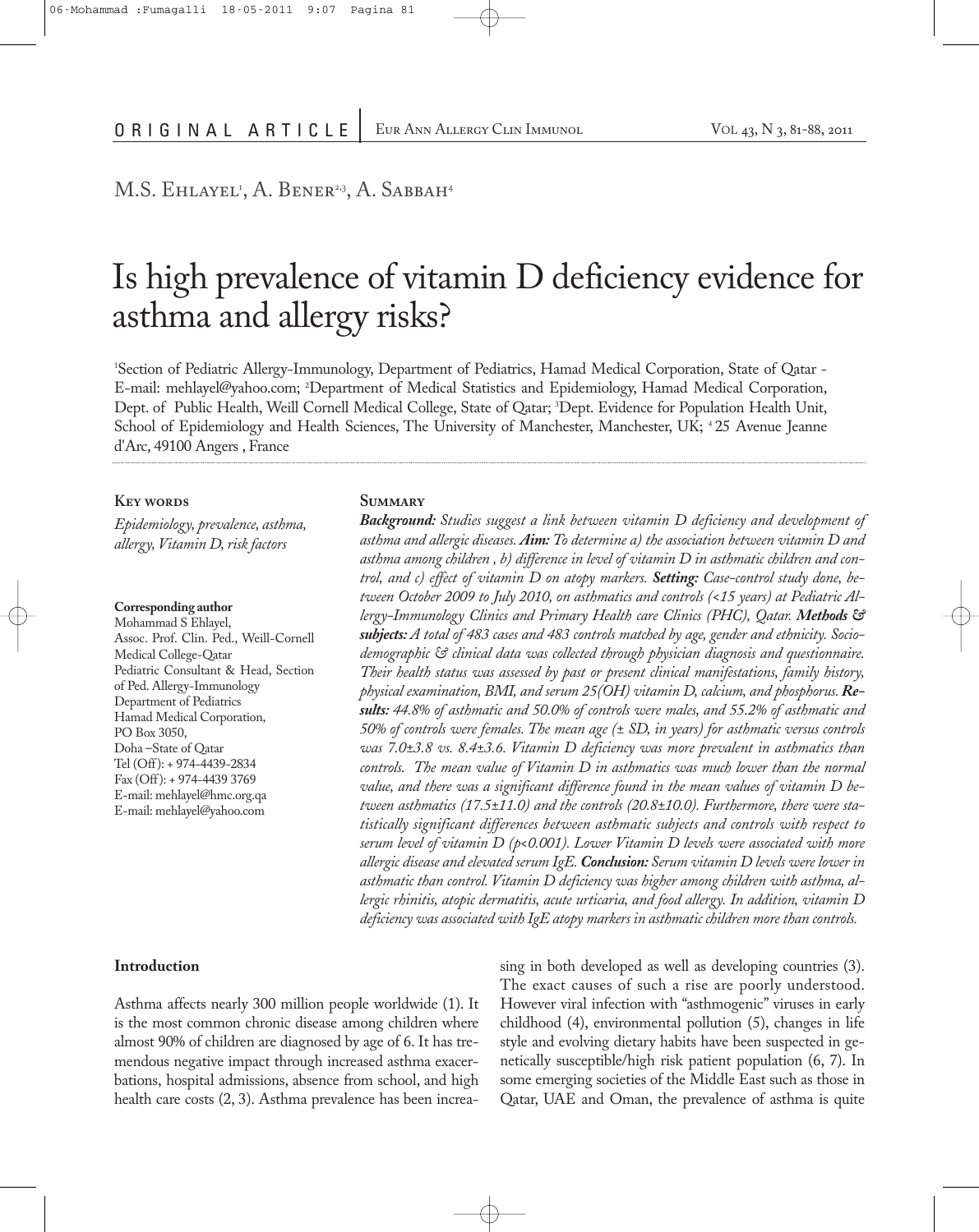ORIGINAL ARTICLE

M.S. Ehlayel[1], A. Bener[2,3], A. Sabbah[4]

# Is high prevalence of vitamin D deficiency evidence for asthma and allergy risks?

[1]Section of Pediatric Allergy-Immunology, Department of Pediatrics, Hamad Medical Corporation, State of Qatar - E-mail: mehlayel@yahoo.com; [2]Department of Medical Statistics and Epidemiology, Hamad Medical Corporation, Dept. of Public Health, Weill Cornell Medical College, State of Qatar; [3]Dept. Evidence for Population Health Unit, School of Epidemiology and Health Sciences, The University of Manchester, Manchester, UK; [4] 25 Avenue Jeanne d'Arc, 49100 Angers , France

**Key words**

*Epidemiology, prevalence, asthma, allergy, Vitamin D, risk factors*

**Corresponding author**

Mohammad S Ehlayel,
Assoc. Prof. Clin. Ped., Weill-Cornell Medical College-Qatar
Pediatric Consultant & Head, Section of Ped. Allergy-Immunology
Department of Pediatrics
Hamad Medical Corporation,
PO Box 3050,
Doha –State of Qatar
Tel (Off): + 974-4439-2834
Fax (Off): + 974-4439 3769
E-mail: mehlayel@hmc.org.qa
E-mail: mehlayel@yahoo.com

## Summary

***Background:*** *Studies suggest a link between vitamin D deficiency and development of asthma and allergic diseases.* ***Aim:*** *To determine a) the association between vitamin D and asthma among children , b) difference in level of vitamin D in asthmatic children and control, and c) effect of vitamin D on atopy markers.* ***Setting:*** *Case-control study done, between October 2009 to July 2010, on asthmatics and controls (<15 years) at Pediatric Allergy-Immunology Clinics and Primary Health care Clinics (PHC), Qatar.* ***Methods & subjects:*** *A total of 483 cases and 483 controls matched by age, gender and ethnicity. Socio-demographic & clinical data was collected through physician diagnosis and questionnaire. Their health status was assessed by past or present clinical manifestations, family history, physical examination, BMI, and serum 25(OH) vitamin D, calcium, and phosphorus.* ***Results:*** *44.8% of asthmatic and 50.0% of controls were males, and 55.2% of asthmatic and 50% of controls were females. The mean age (± SD, in years) for asthmatic versus controls was 7.0±3.8 vs. 8.4±3.6. Vitamin D deficiency was more prevalent in asthmatics than controls. The mean value of Vitamin D in asthmatics was much lower than the normal value, and there was a significant difference found in the mean values of vitamin D between asthmatics (17.5±11.0) and the controls (20.8±10.0). Furthermore, there were statistically significant differences between asthmatic subjects and controls with respect to serum level of vitamin D ($p<0.001$). Lower Vitamin D levels were associated with more allergic disease and elevated serum IgE.* ***Conclusion:*** *Serum vitamin D levels were lower in asthmatic than control. Vitamin D deficiency was higher among children with asthma, allergic rhinitis, atopic dermatitis, acute urticaria, and food allergy. In addition, vitamin D deficiency was associated with IgE atopy markers in asthmatic children more than controls.*

## Introduction

Asthma affects nearly 300 million people worldwide (1). It is the most common chronic disease among children where almost 90% of children are diagnosed by age of 6. It has tremendous negative impact through increased asthma exacerbations, hospital admissions, absence from school, and high health care costs (2, 3). Asthma prevalence has been increasing in both developed as well as developing countries (3). The exact causes of such a rise are poorly understood. However viral infection with "asthmogenic" viruses in early childhood (4), environmental pollution (5), changes in life style and evolving dietary habits have been suspected in genetically susceptible/high risk patient population (6, 7). In some emerging societies of the Middle East such as those in Qatar, UAE and Oman, the prevalence of asthma is quite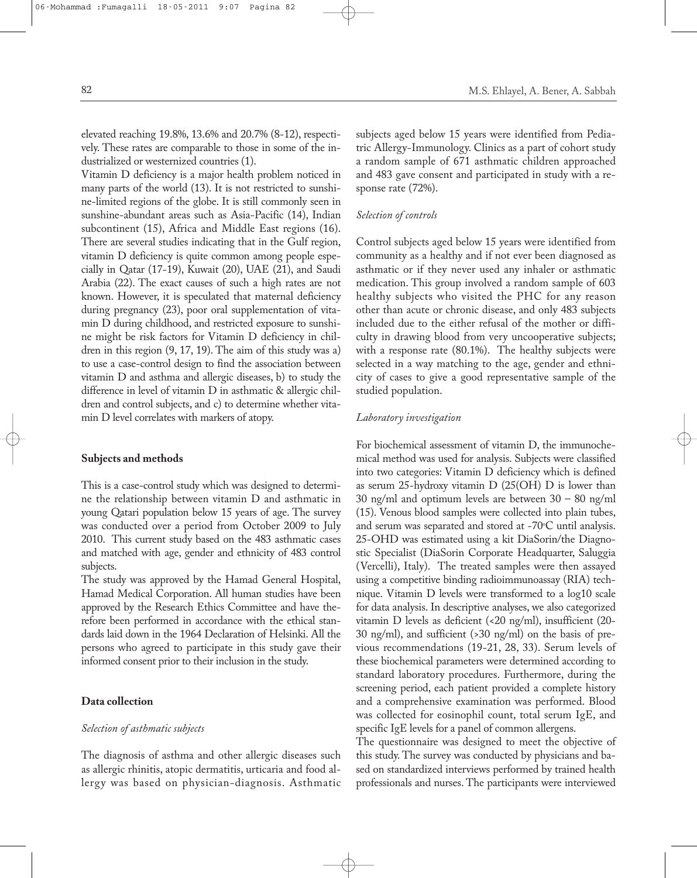elevated reaching 19.8%, 13.6% and 20.7% (8-12), respectively. These rates are comparable to those in some of the industrialized or westernized countries (1).

Vitamin D deficiency is a major health problem noticed in many parts of the world (13). It is not restricted to sunshine-limited regions of the globe. It is still commonly seen in sunshine-abundant areas such as Asia-Pacific (14), Indian subcontinent (15), Africa and Middle East regions (16). There are several studies indicating that in the Gulf region, vitamin D deficiency is quite common among people especially in Qatar (17-19), Kuwait (20), UAE (21), and Saudi Arabia (22). The exact causes of such a high rates are not known. However, it is speculated that maternal deficiency during pregnancy (23), poor oral supplementation of vitamin D during childhood, and restricted exposure to sunshine might be risk factors for Vitamin D deficiency in children in this region (9, 17, 19). The aim of this study was a) to use a case-control design to find the association between vitamin D and asthma and allergic diseases, b) to study the difference in level of vitamin D in asthmatic & allergic children and control subjects, and c) to determine whether vitamin D level correlates with markers of atopy.

## Subjects and methods

This is a case-control study which was designed to determine the relationship between vitamin D and asthmatic in young Qatari population below 15 years of age. The survey was conducted over a period from October 2009 to July 2010. This current study based on the 483 asthmatic cases and matched with age, gender and ethnicity of 483 control subjects.

The study was approved by the Hamad General Hospital, Hamad Medical Corporation. All human studies have been approved by the Research Ethics Committee and have therefore been performed in accordance with the ethical standards laid down in the 1964 Declaration of Helsinki. All the persons who agreed to participate in this study gave their informed consent prior to their inclusion in the study.

## Data collection

### *Selection of asthmatic subjects*

The diagnosis of asthma and other allergic diseases such as allergic rhinitis, atopic dermatitis, urticaria and food allergy was based on physician-diagnosis. Asthmatic subjects aged below 15 years were identified from Pediatric Allergy-Immunology. Clinics as a part of cohort study a random sample of 671 asthmatic children approached and 483 gave consent and participated in study with a response rate (72%).

### *Selection of controls*

Control subjects aged below 15 years were identified from community as a healthy and if not ever been diagnosed as asthmatic or if they never used any inhaler or asthmatic medication. This group involved a random sample of 603 healthy subjects who visited the PHC for any reason other than acute or chronic disease, and only 483 subjects included due to the either refusal of the mother or difficulty in drawing blood from very uncooperative subjects; with a response rate (80.1%). The healthy subjects were selected in a way matching to the age, gender and ethnicity of cases to give a good representative sample of the studied population.

### *Laboratory investigation*

For biochemical assessment of vitamin D, the immunochemical method was used for analysis. Subjects were classified into two categories: Vitamin D deficiency which is defined as serum 25-hydroxy vitamin D (25(OH) D is lower than 30 ng/ml and optimum levels are between 30 – 80 ng/ml (15). Venous blood samples were collected into plain tubes, and serum was separated and stored at -70°C until analysis. 25-OHD was estimated using a kit DiaSorin/the Diagnostic Specialist (DiaSorin Corporate Headquarter, Saluggia (Vercelli), Italy). The treated samples were then assayed using a competitive binding radioimmunoassay (RIA) technique. Vitamin D levels were transformed to a log10 scale for data analysis. In descriptive analyses, we also categorized vitamin D levels as deficient (<20 ng/ml), insufficient (20-30 ng/ml), and sufficient (>30 ng/ml) on the basis of previous recommendations (19-21, 28, 33). Serum levels of these biochemical parameters were determined according to standard laboratory procedures. Furthermore, during the screening period, each patient provided a complete history and a comprehensive examination was performed. Blood was collected for eosinophil count, total serum IgE, and specific IgE levels for a panel of common allergens.

The questionnaire was designed to meet the objective of this study. The survey was conducted by physicians and based on standardized interviews performed by trained health professionals and nurses. The participants were interviewed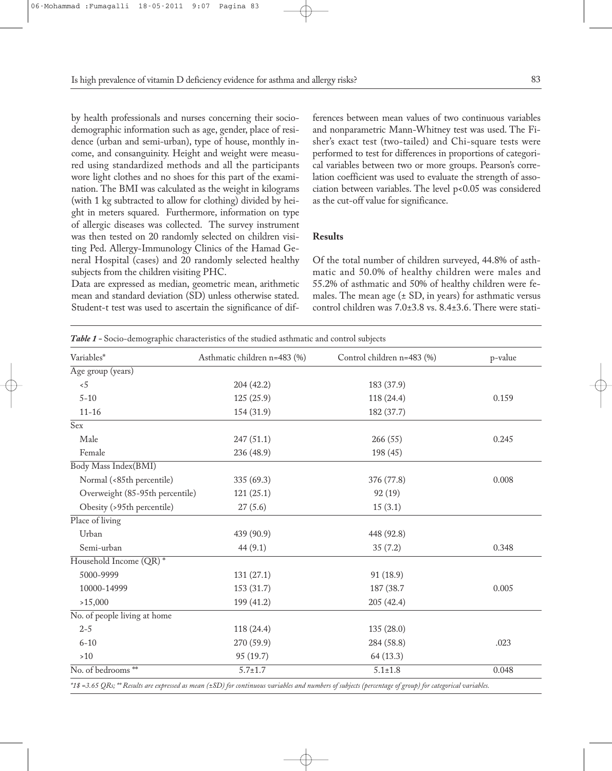by health professionals and nurses concerning their sociodemographic information such as age, gender, place of residence (urban and semi-urban), type of house, monthly income, and consanguinity. Height and weight were measured using standardized methods and all the participants wore light clothes and no shoes for this part of the examination. The BMI was calculated as the weight in kilograms (with 1 kg subtracted to allow for clothing) divided by height in meters squared. Furthermore, information on type of allergic diseases was collected. The survey instrument was then tested on 20 randomly selected on children visiting Ped. Allergy-Immunology Clinics of the Hamad General Hospital (cases) and 20 randomly selected healthy subjects from the children visiting PHC.

Data are expressed as median, geometric mean, arithmetic mean and standard deviation (SD) unless otherwise stated. Student-t test was used to ascertain the significance of differences between mean values of two continuous variables and nonparametric Mann-Whitney test was used. The Fisher's exact test (two-tailed) and Chi-square tests were performed to test for differences in proportions of categorical variables between two or more groups. Pearson's correlation coefficient was used to evaluate the strength of association between variables. The level $p<0.05$ was considered as the cut-off value for significance.

## Results

Of the total number of children surveyed, 44.8% of asthmatic and 50.0% of healthy children were males and 55.2% of asthmatic and 50% of healthy children were females. The mean age (± SD, in years) for asthmatic versus control children was 7.0±3.8 vs. 8.4±3.6. There were stati-

***Table 1*** - Socio-demographic characteristics of the studied asthmatic and control subjects

| Variables* | Asthmatic children n=483 (%) | Control children n=483 (%) | p-value |
|---|---|---|---|
| Age group (years) | | | |
| <5 | 204 (42.2) | 183 (37.9) | |
| 5-10 | 125 (25.9) | 118 (24.4) | 0.159 |
| 11-16 | 154 (31.9) | 182 (37.7) | |
| Sex | | | |
| Male | 247 (51.1) | 266 (55) | 0.245 |
| Female | 236 (48.9) | 198 (45) | |
| Body Mass Index(BMI) | | | |
| Normal (<85th percentile) | 335 (69.3) | 376 (77.8) | 0.008 |
| Overweight (85-95th percentile) | 121 (25.1) | 92 (19) | |
| Obesity (>95th percentile) | 27 (5.6) | 15 (3.1) | |
| Place of living | | | |
| Urban | 439 (90.9) | 448 (92.8) | |
| Semi-urban | 44 (9.1) | 35 (7.2) | 0.348 |
| Household Income (QR) * | | | |
| 5000-9999 | 131 (27.1) | 91 (18.9) | |
| 10000-14999 | 153 (31.7) | 187 (38.7 | 0.005 |
| >15,000 | 199 (41.2) | 205 (42.4) | |
| No. of people living at home | | | |
| 2-5 | 118 (24.4) | 135 (28.0) | |
| 6-10 | 270 (59.9) | 284 (58.8) | .023 |
| >10 | 95 (19.7) | 64 (13.3) | |
| No. of bedrooms ** | 5.7±1.7 | 5.1±1.8 | 0.048 |

*\*1$ =3.65 QRs; \*\* Results are expressed as mean (±SD) for continuous variables and numbers of subjects (percentage of group) for categorical variables.*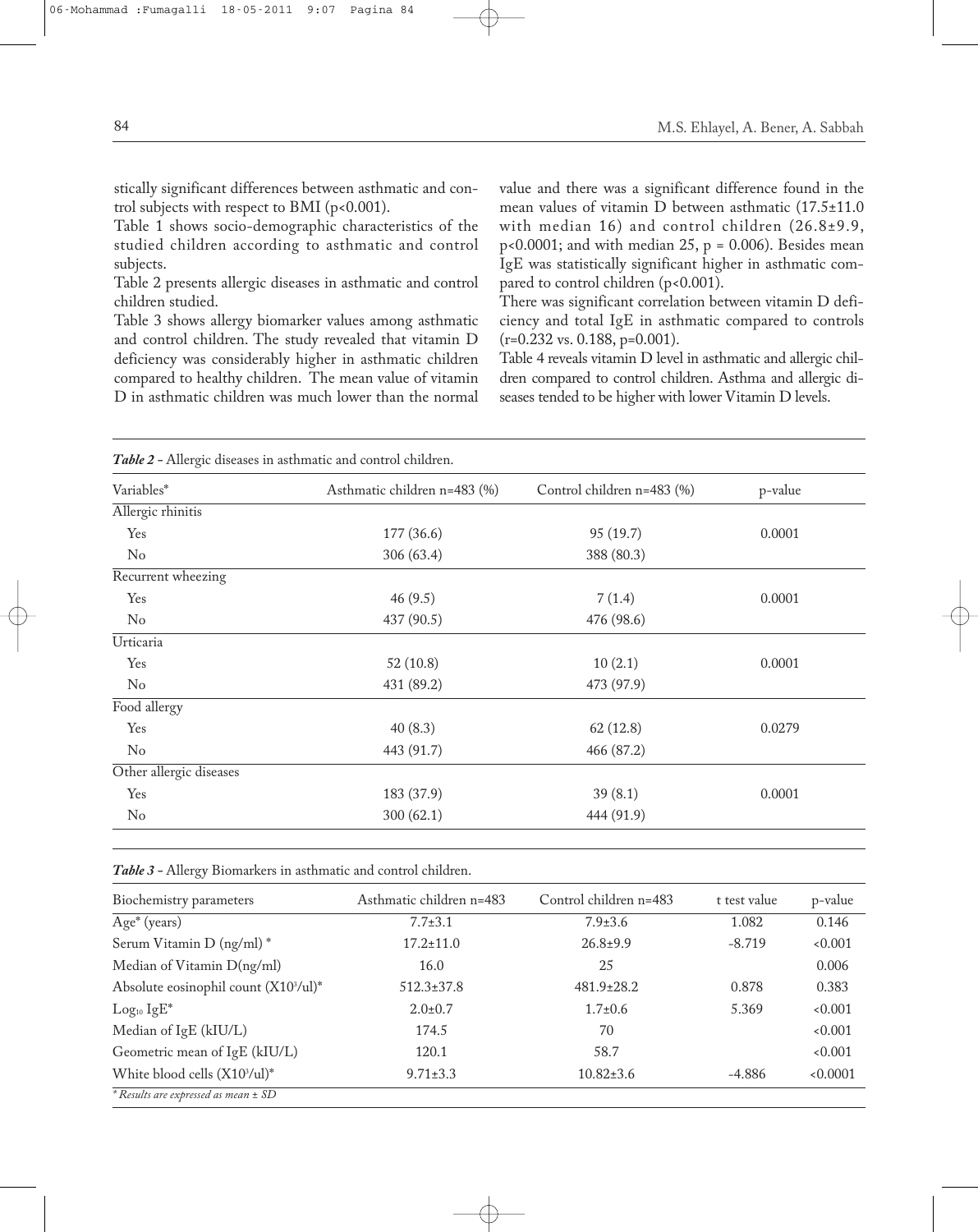stically significant differences between asthmatic and control subjects with respect to BMI ($p<0.001$).

Table 1 shows socio-demographic characteristics of the studied children according to asthmatic and control subjects.

Table 2 presents allergic diseases in asthmatic and control children studied.

Table 3 shows allergy biomarker values among asthmatic and control children. The study revealed that vitamin D deficiency was considerably higher in asthmatic children compared to healthy children. The mean value of vitamin D in asthmatic children was much lower than the normal value and there was a significant difference found in the mean values of vitamin D between asthmatic (17.5±11.0 with median 16) and control children (26.8±9.9, $p<0.0001$; and with median 25, $p = 0.006$). Besides mean IgE was statistically significant higher in asthmatic compared to control children ($p<0.001$).

There was significant correlation between vitamin D deficiency and total IgE in asthmatic compared to controls ($r=0.232$ vs. 0.188, $p=0.001$).

Table 4 reveals vitamin D level in asthmatic and allergic children compared to control children. Asthma and allergic diseases tended to be higher with lower Vitamin D levels.

***Table 2*** - Allergic diseases in asthmatic and control children.

| Variables* | Asthmatic children n=483 (%) | Control children n=483 (%) | p-value |
|---|---|---|---|
| Allergic rhinitis | | | |
| Yes | 177 (36.6) | 95 (19.7) | 0.0001 |
| No | 306 (63.4) | 388 (80.3) | |
| Recurrent wheezing | | | |
| Yes | 46 (9.5) | 7 (1.4) | 0.0001 |
| No | 437 (90.5) | 476 (98.6) | |
| Urticaria | | | |
| Yes | 52 (10.8) | 10 (2.1) | 0.0001 |
| No | 431 (89.2) | 473 (97.9) | |
| Food allergy | | | |
| Yes | 40 (8.3) | 62 (12.8) | 0.0279 |
| No | 443 (91.7) | 466 (87.2) | |
| Other allergic diseases | | | |
| Yes | 183 (37.9) | 39 (8.1) | 0.0001 |
| No | 300 (62.1) | 444 (91.9) | |

***Table 3*** - Allergy Biomarkers in asthmatic and control children.

| Biochemistry parameters | Asthmatic children n=483 | Control children n=483 | t test value | p-value |
|---|---|---|---|---|
| Age* (years) | 7.7±3.1 | 7.9±3.6 | 1.082 | 0.146 |
| Serum Vitamin D (ng/ml) * | 17.2±11.0 | 26.8±9.9 | -8.719 | <0.001 |
| Median of Vitamin D(ng/ml) | 16.0 | 25 | | 0.006 |
| Absolute eosinophil count ($X10^3$/ul)* | 512.3±37.8 | 481.9±28.2 | 0.878 | 0.383 |
| $Log_{10}$ IgE* | 2.0±0.7 | 1.7±0.6 | 5.369 | <0.001 |
| Median of IgE (kIU/L) | 174.5 | 70 | | <0.001 |
| Geometric mean of IgE (kIU/L) | 120.1 | 58.7 | | <0.001 |
| White blood cells ($X10^3$/ul)* | 9.71±3.3 | 10.82±3.6 | -4.886 | <0.0001 |

*\* Results are expressed as mean ± SD*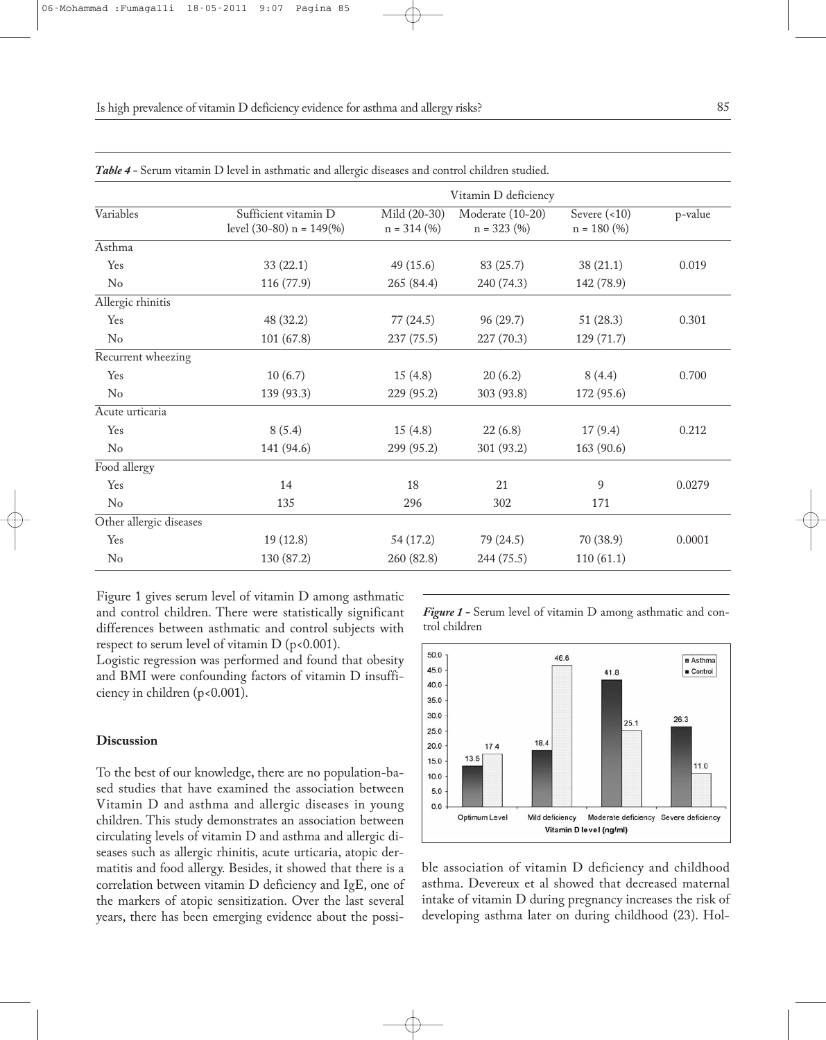*Table 4* - Serum vitamin D level in asthmatic and allergic diseases and control children studied.

| Variables | Sufficient vitamin D level (30-80) n = 149(%) | Vitamin D deficiency Mild (20-30) n = 314 (%) | Moderate (10-20) n = 323 (%) | Severe (<10) n = 180 (%) | p-value |
|---|---|---|---|---|---|
| Asthma | | | | | |
| Yes | 33 (22.1) | 49 (15.6) | 83 (25.7) | 38 (21.1) | 0.019 |
| No | 116 (77.9) | 265 (84.4) | 240 (74.3) | 142 (78.9) | |
| Allergic rhinitis | | | | | |
| Yes | 48 (32.2) | 77 (24.5) | 96 (29.7) | 51 (28.3) | 0.301 |
| No | 101 (67.8) | 237 (75.5) | 227 (70.3) | 129 (71.7) | |
| Recurrent wheezing | | | | | |
| Yes | 10 (6.7) | 15 (4.8) | 20 (6.2) | 8 (4.4) | 0.700 |
| No | 139 (93.3) | 229 (95.2) | 303 (93.8) | 172 (95.6) | |
| Acute urticaria | | | | | |
| Yes | 8 (5.4) | 15 (4.8) | 22 (6.8) | 17 (9.4) | 0.212 |
| No | 141 (94.6) | 299 (95.2) | 301 (93.2) | 163 (90.6) | |
| Food allergy | | | | | |
| Yes | 14 | 18 | 21 | 9 | 0.0279 |
| No | 135 | 296 | 302 | 171 | |
| Other allergic diseases | | | | | |
| Yes | 19 (12.8) | 54 (17.2) | 79 (24.5) | 70 (38.9) | 0.0001 |
| No | 130 (87.2) | 260 (82.8) | 244 (75.5) | 110 (61.1) | |

Figure 1 gives serum level of vitamin D among asthmatic and control children. There were statistically significant differences between asthmatic and control subjects with respect to serum level of vitamin D ($p<0.001$).

Logistic regression was performed and found that obesity and BMI were confounding factors of vitamin D insufficiency in children ($p<0.001$).

*Figure 1* - Serum level of vitamin D among asthmatic and control children

## Discussion

To the best of our knowledge, there are no population-based studies that have examined the association between Vitamin D and asthma and allergic diseases in young children. This study demonstrates an association between circulating levels of vitamin D and asthma and allergic diseases such as allergic rhinitis, acute urticaria, atopic dermatitis and food allergy. Besides, it showed that there is a correlation between vitamin D deficiency and IgE, one of the markers of atopic sensitization. Over the last several years, there has been emerging evidence about the possible association of vitamin D deficiency and childhood asthma. Devereux et al showed that decreased maternal intake of vitamin D during pregnancy increases the risk of developing asthma later on during childhood (23). Hol-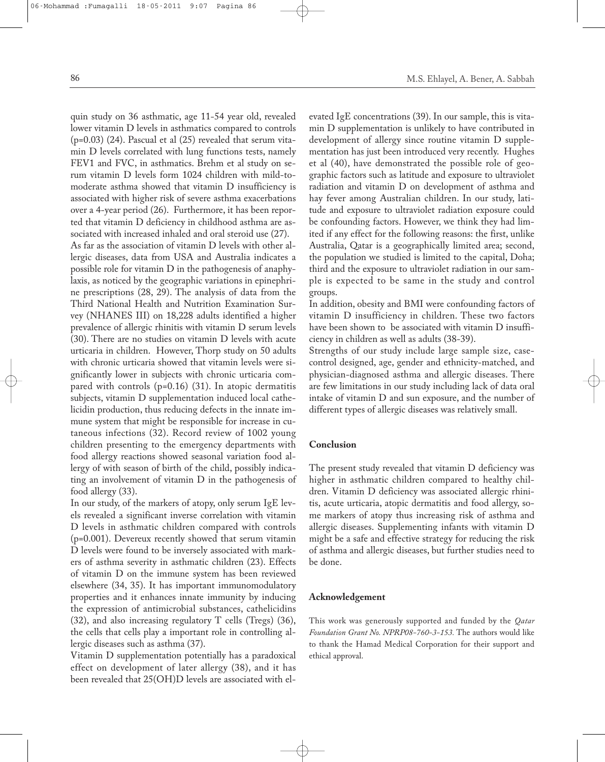quin study on 36 asthmatic, age 11-54 year old, revealed lower vitamin D levels in asthmatics compared to controls (p=0.03) (24). Pascual et al (25) revealed that serum vitamin D levels correlated with lung functions tests, namely FEV1 and FVC, in asthmatics. Brehm et al study on serum vitamin D levels form 1024 children with mild-to-moderate asthma showed that vitamin D insufficiency is associated with higher risk of severe asthma exacerbations over a 4-year period (26). Furthermore, it has been reported that vitamin D deficiency in childhood asthma are associated with increased inhaled and oral steroid use (27).

As far as the association of vitamin D levels with other allergic diseases, data from USA and Australia indicates a possible role for vitamin D in the pathogenesis of anaphylaxis, as noticed by the geographic variations in epinephrine prescriptions (28, 29). The analysis of data from the Third National Health and Nutrition Examination Survey (NHANES III) on 18,228 adults identified a higher prevalence of allergic rhinitis with vitamin D serum levels (30). There are no studies on vitamin D levels with acute urticaria in children. However, Thorp study on 50 adults with chronic urticaria showed that vitamin levels were significantly lower in subjects with chronic urticaria compared with controls (p=0.16) (31). In atopic dermatitis subjects, vitamin D supplementation induced local cathelicidin production, thus reducing defects in the innate immune system that might be responsible for increase in cutaneous infections (32). Record review of 1002 young children presenting to the emergency departments with food allergy reactions showed seasonal variation food allergy of with season of birth of the child, possibly indicating an involvement of vitamin D in the pathogenesis of food allergy (33).

In our study, of the markers of atopy, only serum IgE levels revealed a significant inverse correlation with vitamin D levels in asthmatic children compared with controls (p=0.001). Devereux recently showed that serum vitamin D levels were found to be inversely associated with markers of asthma severity in asthmatic children (23). Effects of vitamin D on the immune system has been reviewed elsewhere (34, 35). It has important immunomodulatory properties and it enhances innate immunity by inducing the expression of antimicrobial substances, cathelicidins (32), and also increasing regulatory T cells (Tregs) (36), the cells that cells play a important role in controlling allergic diseases such as asthma (37).

Vitamin D supplementation potentially has a paradoxical effect on development of later allergy (38), and it has been revealed that 25(OH)D levels are associated with elevated IgE concentrations (39). In our sample, this is vitamin D supplementation is unlikely to have contributed in development of allergy since routine vitamin D supplementation has just been introduced very recently. Hughes et al (40), have demonstrated the possible role of geographic factors such as latitude and exposure to ultraviolet radiation and vitamin D on development of asthma and hay fever among Australian children. In our study, latitude and exposure to ultraviolet radiation exposure could be confounding factors. However, we think they had limited if any effect for the following reasons: the first, unlike Australia, Qatar is a geographically limited area; second, the population we studied is limited to the capital, Doha; third and the exposure to ultraviolet radiation in our sample is expected to be same in the study and control groups.

In addition, obesity and BMI were confounding factors of vitamin D insufficiency in children. These two factors have been shown to be associated with vitamin D insufficiency in children as well as adults (38-39).

Strengths of our study include large sample size, case-control designed, age, gender and ethnicity-matched, and physician-diagnosed asthma and allergic diseases. There are few limitations in our study including lack of data oral intake of vitamin D and sun exposure, and the number of different types of allergic diseases was relatively small.

## Conclusion

The present study revealed that vitamin D deficiency was higher in asthmatic children compared to healthy children. Vitamin D deficiency was associated allergic rhinitis, acute urticaria, atopic dermatitis and food allergy, some markers of atopy thus increasing risk of asthma and allergic diseases. Supplementing infants with vitamin D might be a safe and effective strategy for reducing the risk of asthma and allergic diseases, but further studies need to be done.

## Acknowledgement

This work was generously supported and funded by the *Qatar Foundation Grant No. NPRP08-760-3-153.* The authors would like to thank the Hamad Medical Corporation for their support and ethical approval.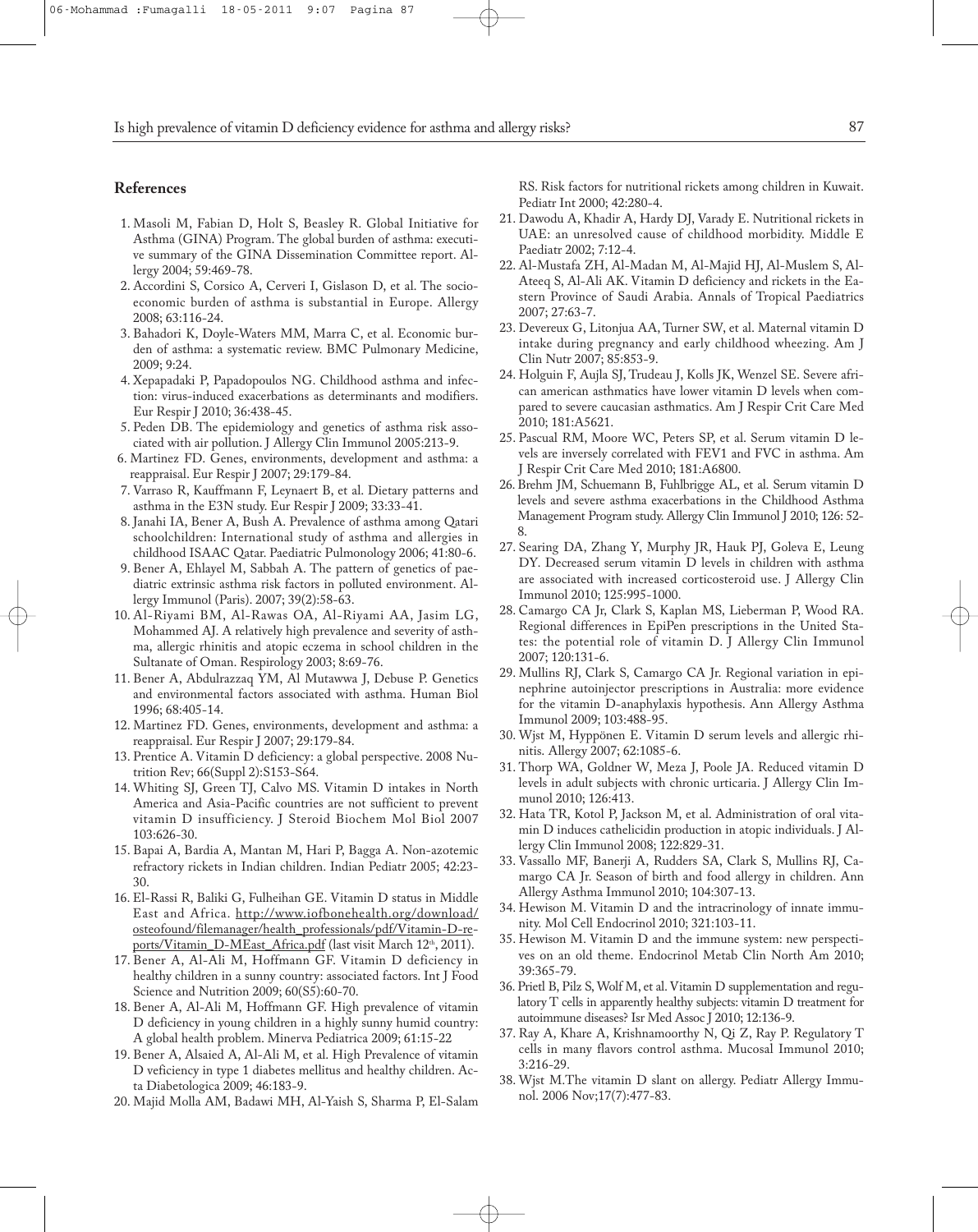## References

1. Masoli M, Fabian D, Holt S, Beasley R. Global Initiative for Asthma (GINA) Program. The global burden of asthma: executive summary of the GINA Dissemination Committee report. Allergy 2004; 59:469-78.
2. Accordini S, Corsico A, Cerveri I, Gislason D, et al. The socioeconomic burden of asthma is substantial in Europe. Allergy 2008; 63:116-24.
3. Bahadori K, Doyle-Waters MM, Marra C, et al. Economic burden of asthma: a systematic review. BMC Pulmonary Medicine, 2009; 9:24.
4. Xepapadaki P, Papadopoulos NG. Childhood asthma and infection: virus-induced exacerbations as determinants and modifiers. Eur Respir J 2010; 36:438-45.
5. Peden DB. The epidemiology and genetics of asthma risk associated with air pollution. J Allergy Clin Immunol 2005:213-9.
6. Martinez FD. Genes, environments, development and asthma: a reappraisal. Eur Respir J 2007; 29:179-84.
7. Varraso R, Kauffmann F, Leynaert B, et al. Dietary patterns and asthma in the E3N study. Eur Respir J 2009; 33:33-41.
8. Janahi IA, Bener A, Bush A. Prevalence of asthma among Qatari schoolchildren: International study of asthma and allergies in childhood ISAAC Qatar. Paediatric Pulmonology 2006; 41:80-6.
9. Bener A, Ehlayel M, Sabbah A. The pattern of genetics of paediatric extrinsic asthma risk factors in polluted environment. Allergy Immunol (Paris). 2007; 39(2):58-63.
10. Al-Riyami BM, Al-Rawas OA, Al-Riyami AA, Jasim LG, Mohammed AJ. A relatively high prevalence and severity of asthma, allergic rhinitis and atopic eczema in school children in the Sultanate of Oman. Respirology 2003; 8:69-76.
11. Bener A, Abdulrazzaq YM, Al Mutawwa J, Debuse P. Genetics and environmental factors associated with asthma. Human Biol 1996; 68:405-14.
12. Martinez FD. Genes, environments, development and asthma: a reappraisal. Eur Respir J 2007; 29:179-84.
13. Prentice A. Vitamin D deficiency: a global perspective. 2008 Nutrition Rev; 66(Suppl 2):S153-S64.
14. Whiting SJ, Green TJ, Calvo MS. Vitamin D intakes in North America and Asia-Pacific countries are not sufficient to prevent vitamin D insufficiency. J Steroid Biochem Mol Biol 2007 103:626-30.
15. Bapai A, Bardia A, Mantan M, Hari P, Bagga A. Non-azotemic refractory rickets in Indian children. Indian Pediatr 2005; 42:23-30.
16. El-Rassi R, Baliki G, Fulheihan GE. Vitamin D status in Middle East and Africa. http://www.iofbonehealth.org/download/osteofound/filemanager/health_professionals/pdf/Vitamin-D-reports/Vitamin_D-MEast_Africa.pdf (last visit March 12th, 2011).
17. Bener A, Al-Ali M, Hoffmann GF. Vitamin D deficiency in healthy children in a sunny country: associated factors. Int J Food Science and Nutrition 2009; 60(S5):60-70.
18. Bener A, Al-Ali M, Hoffmann GF. High prevalence of vitamin D deficiency in young children in a highly sunny humid country: A global health problem. Minerva Pediatrica 2009; 61:15-22
19. Bener A, Alsaied A, Al-Ali M, et al. High Prevalence of vitamin D veficiency in type 1 diabetes mellitus and healthy children. Acta Diabetologica 2009; 46:183-9.
20. Majid Molla AM, Badawi MH, Al-Yaish S, Sharma P, El-Salam RS. Risk factors for nutritional rickets among children in Kuwait. Pediatr Int 2000; 42:280-4.
21. Dawodu A, Khadir A, Hardy DJ, Varady E. Nutritional rickets in UAE: an unresolved cause of childhood morbidity. Middle E Paediatr 2002; 7:12-4.
22. Al-Mustafa ZH, Al-Madan M, Al-Majid HJ, Al-Muslem S, Al-Ateeq S, Al-Ali AK. Vitamin D deficiency and rickets in the Eastern Province of Saudi Arabia. Annals of Tropical Paediatrics 2007; 27:63-7.
23. Devereux G, Litonjua AA, Turner SW, et al. Maternal vitamin D intake during pregnancy and early childhood wheezing. Am J Clin Nutr 2007; 85:853-9.
24. Holguin F, Aujla SJ, Trudeau J, Kolls JK, Wenzel SE. Severe african american asthmatics have lower vitamin D levels when compared to severe caucasian asthmatics. Am J Respir Crit Care Med 2010; 181:A5621.
25. Pascual RM, Moore WC, Peters SP, et al. Serum vitamin D levels are inversely correlated with FEV1 and FVC in asthma. Am J Respir Crit Care Med 2010; 181:A6800.
26. Brehm JM, Schuemann B, Fuhlbrigge AL, et al. Serum vitamin D levels and severe asthma exacerbations in the Childhood Asthma Management Program study. Allergy Clin Immunol J 2010; 126: 52-8.
27. Searing DA, Zhang Y, Murphy JR, Hauk PJ, Goleva E, Leung DY. Decreased serum vitamin D levels in children with asthma are associated with increased corticosteroid use. J Allergy Clin Immunol 2010; 125:995-1000.
28. Camargo CA Jr, Clark S, Kaplan MS, Lieberman P, Wood RA. Regional differences in EpiPen prescriptions in the United States: the potential role of vitamin D. J Allergy Clin Immunol 2007; 120:131-6.
29. Mullins RJ, Clark S, Camargo CA Jr. Regional variation in epinephrine autoinjector prescriptions in Australia: more evidence for the vitamin D-anaphylaxis hypothesis. Ann Allergy Asthma Immunol 2009; 103:488-95.
30. Wjst M, Hyppönen E. Vitamin D serum levels and allergic rhinitis. Allergy 2007; 62:1085-6.
31. Thorp WA, Goldner W, Meza J, Poole JA. Reduced vitamin D levels in adult subjects with chronic urticaria. J Allergy Clin Immunol 2010; 126:413.
32. Hata TR, Kotol P, Jackson M, et al. Administration of oral vitamin D induces cathelicidin production in atopic individuals. J Allergy Clin Immunol 2008; 122:829-31.
33. Vassallo MF, Banerji A, Rudders SA, Clark S, Mullins RJ, Camargo CA Jr. Season of birth and food allergy in children. Ann Allergy Asthma Immunol 2010; 104:307-13.
34. Hewison M. Vitamin D and the intracrinology of innate immunity. Mol Cell Endocrinol 2010; 321:103-11.
35. Hewison M. Vitamin D and the immune system: new perspectives on an old theme. Endocrinol Metab Clin North Am 2010; 39:365-79.
36. Prietl B, Pilz S, Wolf M, et al. Vitamin D supplementation and regulatory T cells in apparently healthy subjects: vitamin D treatment for autoimmune diseases? Isr Med Assoc J 2010; 12:136-9.
37. Ray A, Khare A, Krishnamoorthy N, Qi Z, Ray P. Regulatory T cells in many flavors control asthma. Mucosal Immunol 2010; 3:216-29.
38. Wjst M.The vitamin D slant on allergy. Pediatr Allergy Immunol. 2006 Nov;17(7):477-83.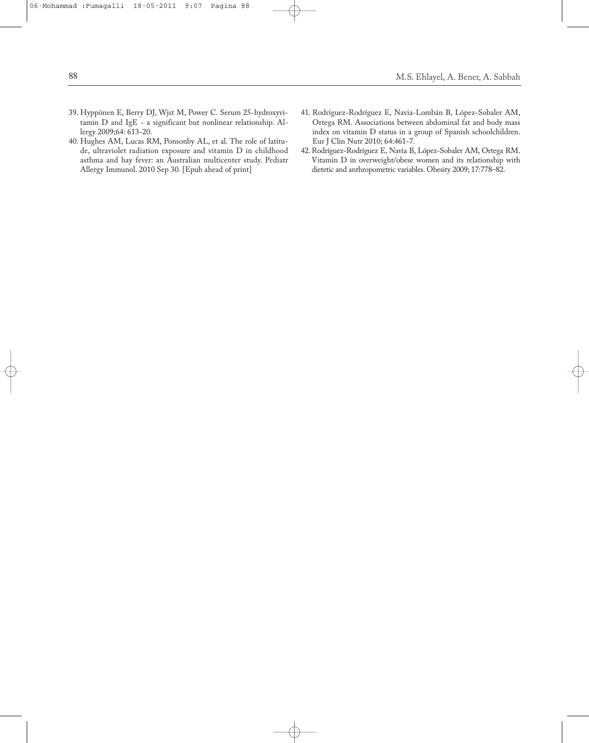39. Hyppönen E, Berry DJ, Wjst M, Power C. Serum 25-hydroxyvitamin D and IgE - a significant but nonlinear relationship. Allergy 2009;64: 613-20.
40. Hughes AM, Lucas RM, Ponsonby AL, et al. The role of latitude, ultraviolet radiation exposure and vitamin D in childhood asthma and hay fever: an Australian multicenter study. Pediatr Allergy Immunol. 2010 Sep 30. [Epub ahead of print]
41. Rodríguez-Rodríguez E, Navia-Lombán B, López-Sobaler AM, Ortega RM. Associations between abdominal fat and body mass index on vitamin D status in a group of Spanish schoolchildren. Eur J Clin Nutr 2010; 64:461-7.
42. Rodríguez-Rodríguez E, Navia B, López-Sobaler AM, Ortega RM. Vitamin D in overweight/obese women and its relationship with dietetic and anthropometric variables. Obesity 2009; 17:778–82.